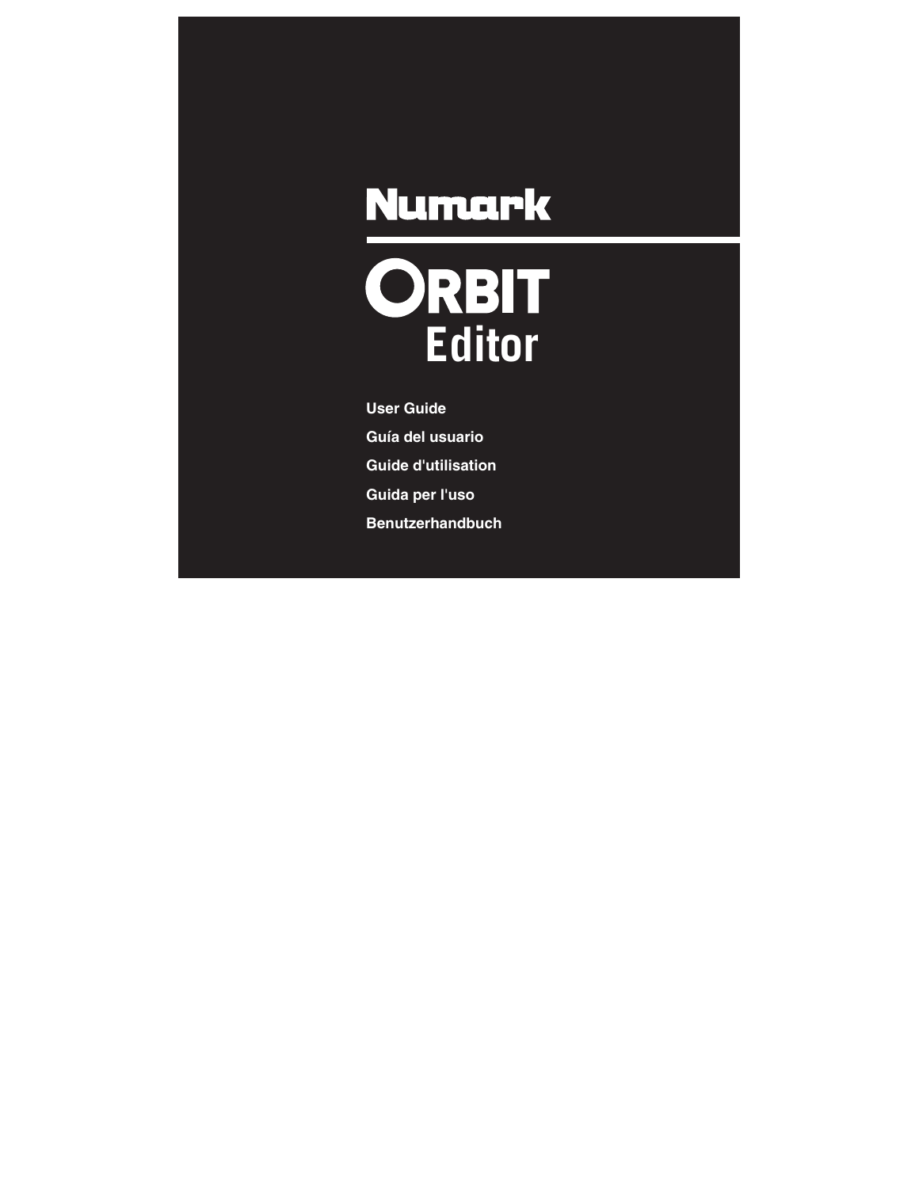# Numark

# ORBIT Editor

**User Guide**

**Guía del usuario**

**Guide d'utilisation**

**Guida per l'uso**

**Benutzerhandbuch**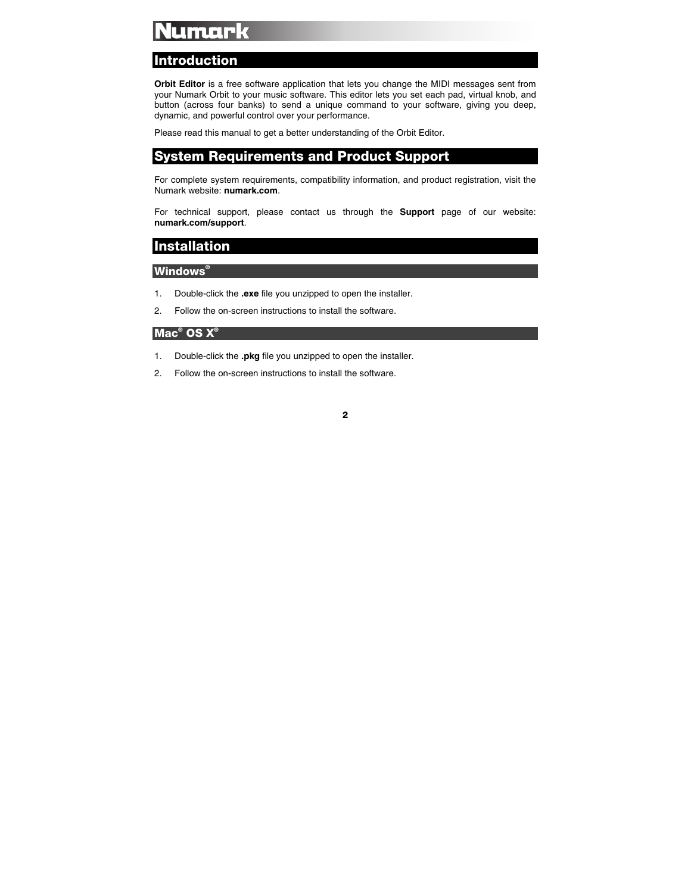## Introduction

**Orbit Editor** is a free software application that lets you change the MIDI messages sent from your Numark Orbit to your music software. This editor lets you set each pad, virtual knob, and button (across four banks) to send a unique command to your software, giving you deep, dynamic, and powerful control over your performance.

Please read this manual to get a better understanding of the Orbit Editor.

## System Requirements and Product Support

For complete system requirements, compatibility information, and product registration, visit the Numark website: **numark.com**.

For technical support, please contact us through the **Support** page of our website: **numark.com/support**.

## Installation

### Windows®

1. Double-click the **.exe** file you unzipped to open the installer.
2. Follow the on-screen instructions to install the software.

### Mac® OS X®

1. Double-click the **.pkg** file you unzipped to open the installer.
2. Follow the on-screen instructions to install the software.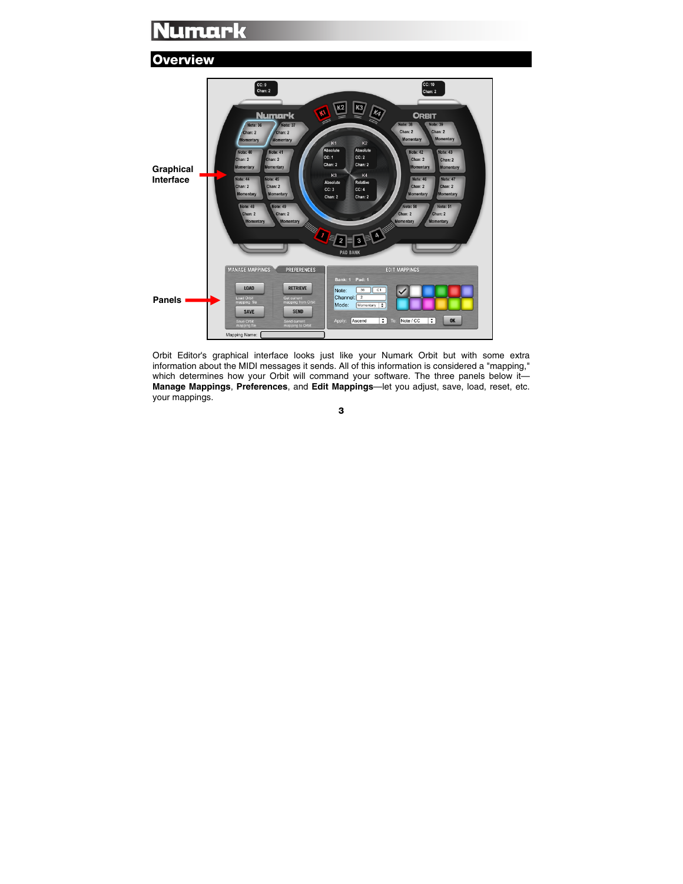# Overview

Graphical Interface

Panels

Orbit Editor's graphical interface looks just like your Numark Orbit but with some extra information about the MIDI messages it sends. All of this information is considered a "mapping," which determines how your Orbit will command your software. The three panels below it—**Manage Mappings**, **Preferences**, and **Edit Mappings**—let you adjust, save, load, reset, etc. your mappings.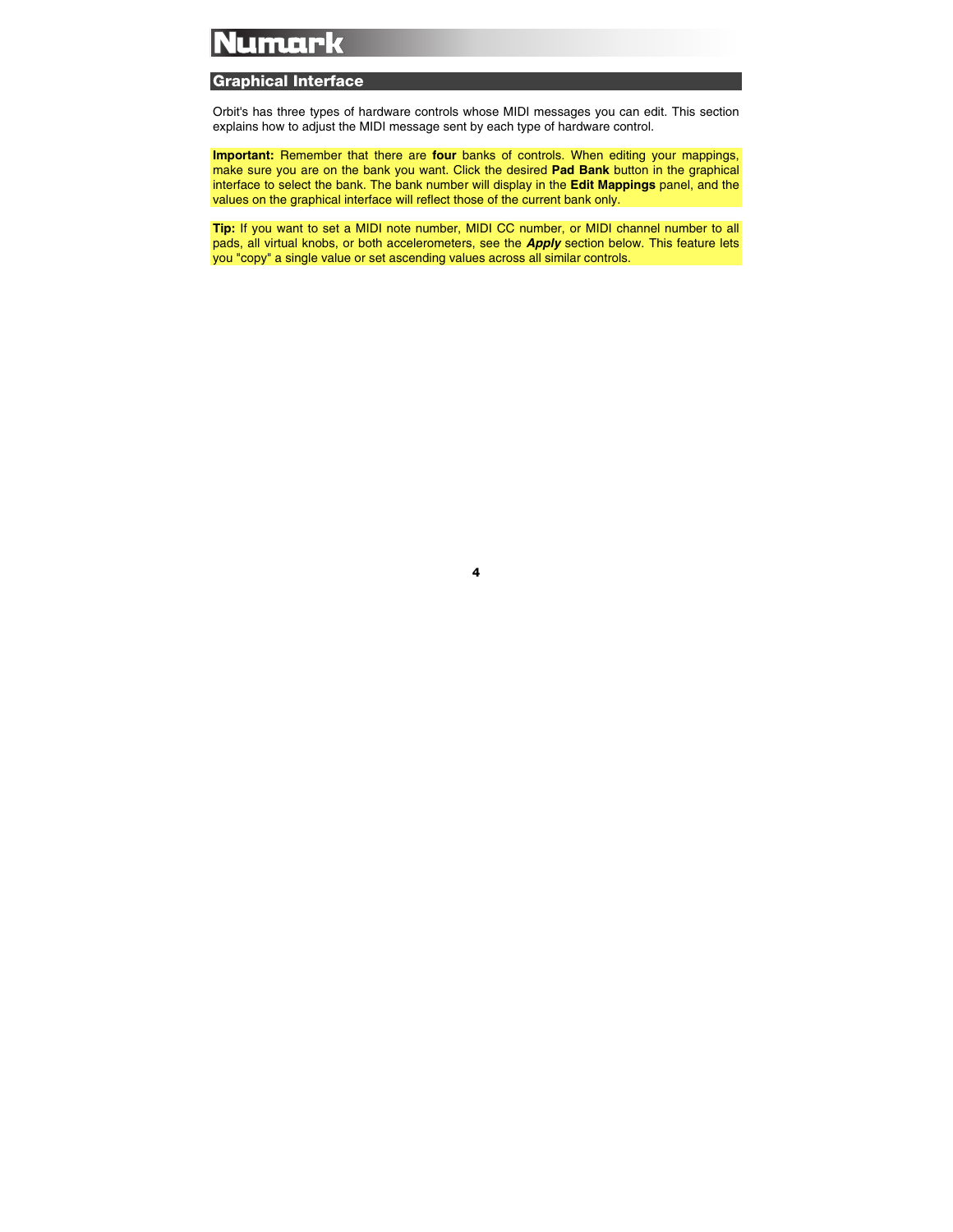## Graphical Interface

Orbit's has three types of hardware controls whose MIDI messages you can edit. This section explains how to adjust the MIDI message sent by each type of hardware control.

**Important:** Remember that there are **four** banks of controls. When editing your mappings, make sure you are on the bank you want. Click the desired **Pad Bank** button in the graphical interface to select the bank. The bank number will display in the **Edit Mappings** panel, and the values on the graphical interface will reflect those of the current bank only.

**Tip:** If you want to set a MIDI note number, MIDI CC number, or MIDI channel number to all pads, all virtual knobs, or both accelerometers, see the ***Apply*** section below. This feature lets you "copy" a single value or set ascending values across all similar controls.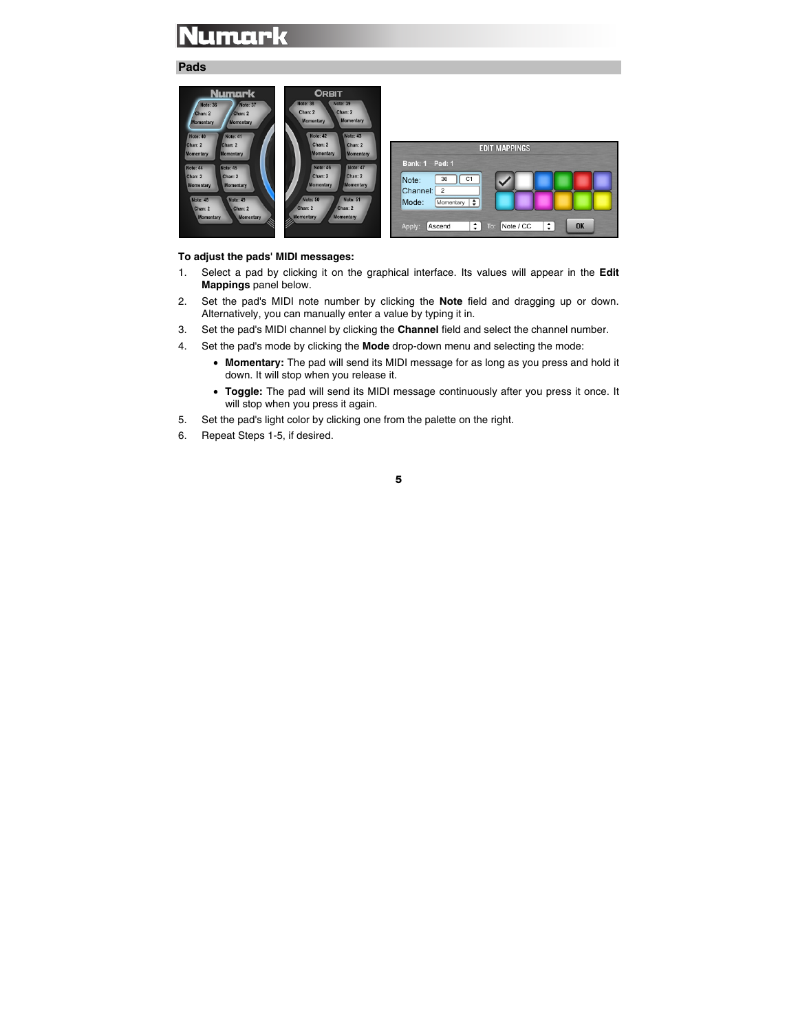## Pads

**To adjust the pads' MIDI messages:**

1. Select a pad by clicking it on the graphical interface. Its values will appear in the **Edit Mappings** panel below.
2. Set the pad's MIDI note number by clicking the **Note** field and dragging up or down. Alternatively, you can manually enter a value by typing it in.
3. Set the pad's MIDI channel by clicking the **Channel** field and select the channel number.
4. Set the pad's mode by clicking the **Mode** drop-down menu and selecting the mode:
   - **Momentary:** The pad will send its MIDI message for as long as you press and hold it down. It will stop when you release it.
   - **Toggle:** The pad will send its MIDI message continuously after you press it once. It will stop when you press it again.
5. Set the pad's light color by clicking one from the palette on the right.
6. Repeat Steps 1-5, if desired.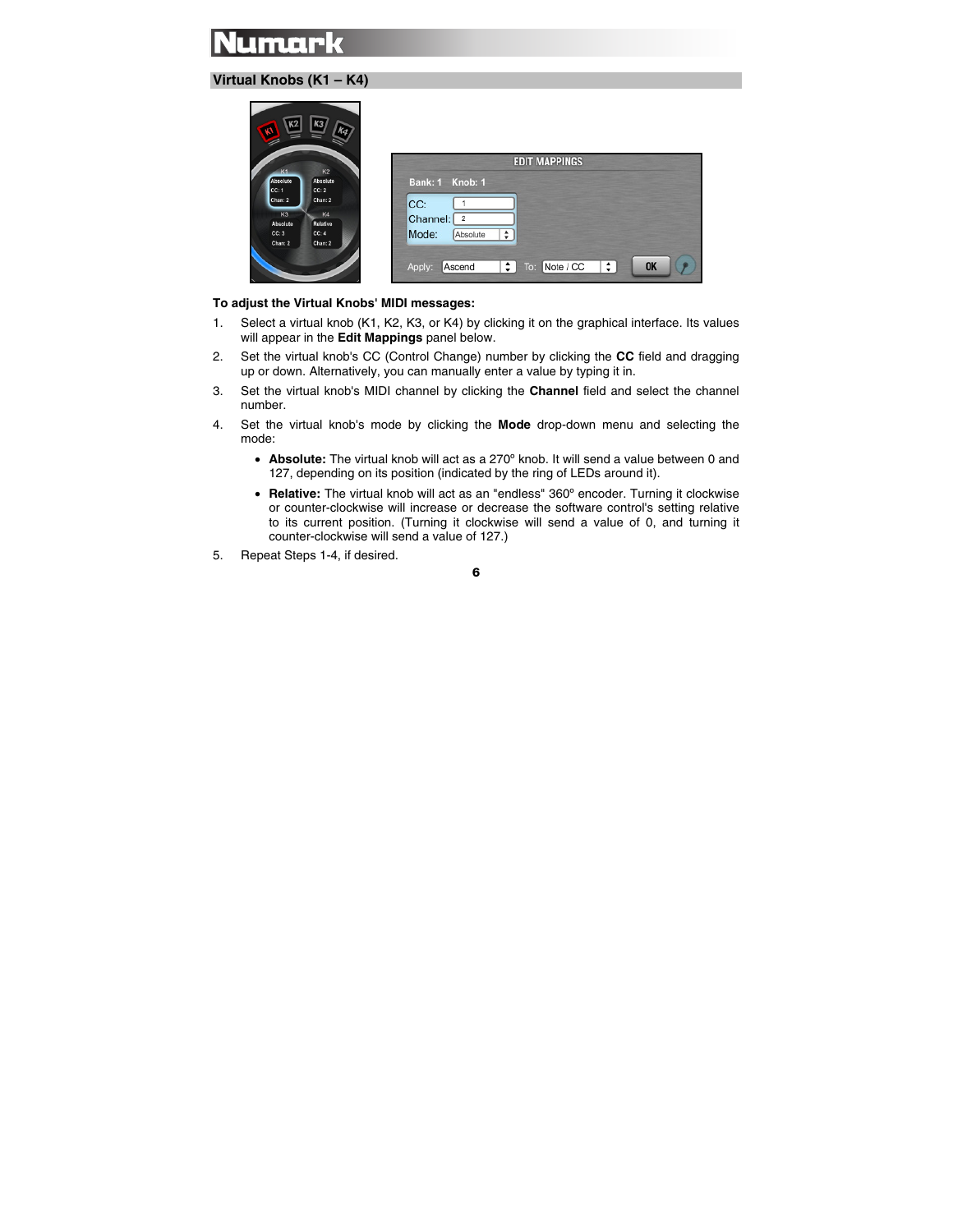## Virtual Knobs (K1 – K4)

**To adjust the Virtual Knobs' MIDI messages:**

1. Select a virtual knob (K1, K2, K3, or K4) by clicking it on the graphical interface. Its values will appear in the **Edit Mappings** panel below.
2. Set the virtual knob's CC (Control Change) number by clicking the **CC** field and dragging up or down. Alternatively, you can manually enter a value by typing it in.
3. Set the virtual knob's MIDI channel by clicking the **Channel** field and select the channel number.
4. Set the virtual knob's mode by clicking the **Mode** drop-down menu and selecting the mode:
   - **Absolute:** The virtual knob will act as a 270º knob. It will send a value between 0 and 127, depending on its position (indicated by the ring of LEDs around it).
   - **Relative:** The virtual knob will act as an "endless" 360º encoder. Turning it clockwise or counter-clockwise will increase or decrease the software control's setting relative to its current position. (Turning it clockwise will send a value of 0, and turning it counter-clockwise will send a value of 127.)
5. Repeat Steps 1-4, if desired.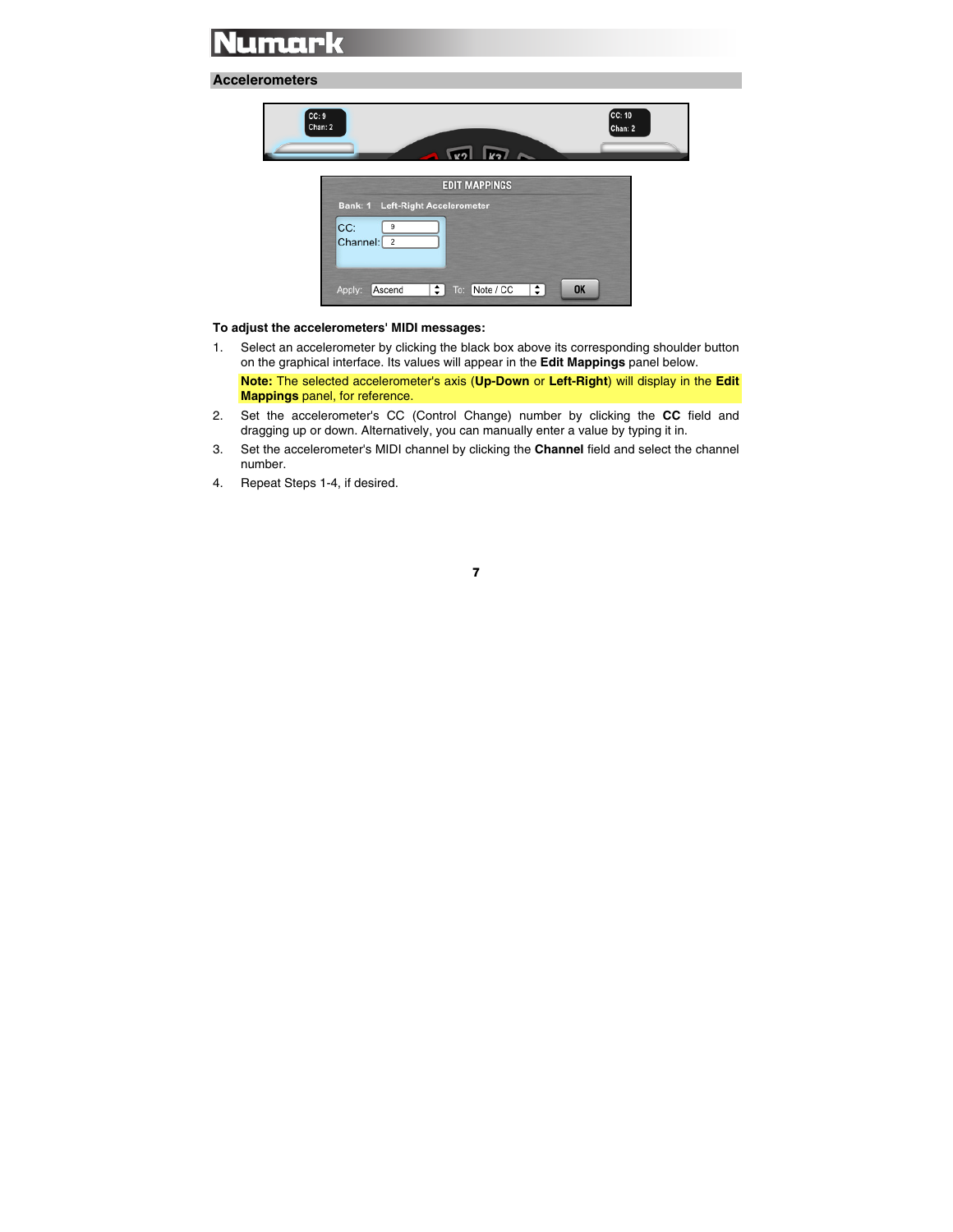## Accelerometers

**To adjust the accelerometers' MIDI messages:**

1. Select an accelerometer by clicking the black box above its corresponding shoulder button on the graphical interface. Its values will appear in the **Edit Mappings** panel below.

   **Note:** The selected accelerometer's axis (**Up-Down** or **Left-Right**) will display in the **Edit Mappings** panel, for reference.

2. Set the accelerometer's CC (Control Change) number by clicking the **CC** field and dragging up or down. Alternatively, you can manually enter a value by typing it in.
3. Set the accelerometer's MIDI channel by clicking the **Channel** field and select the channel number.
4. Repeat Steps 1-4, if desired.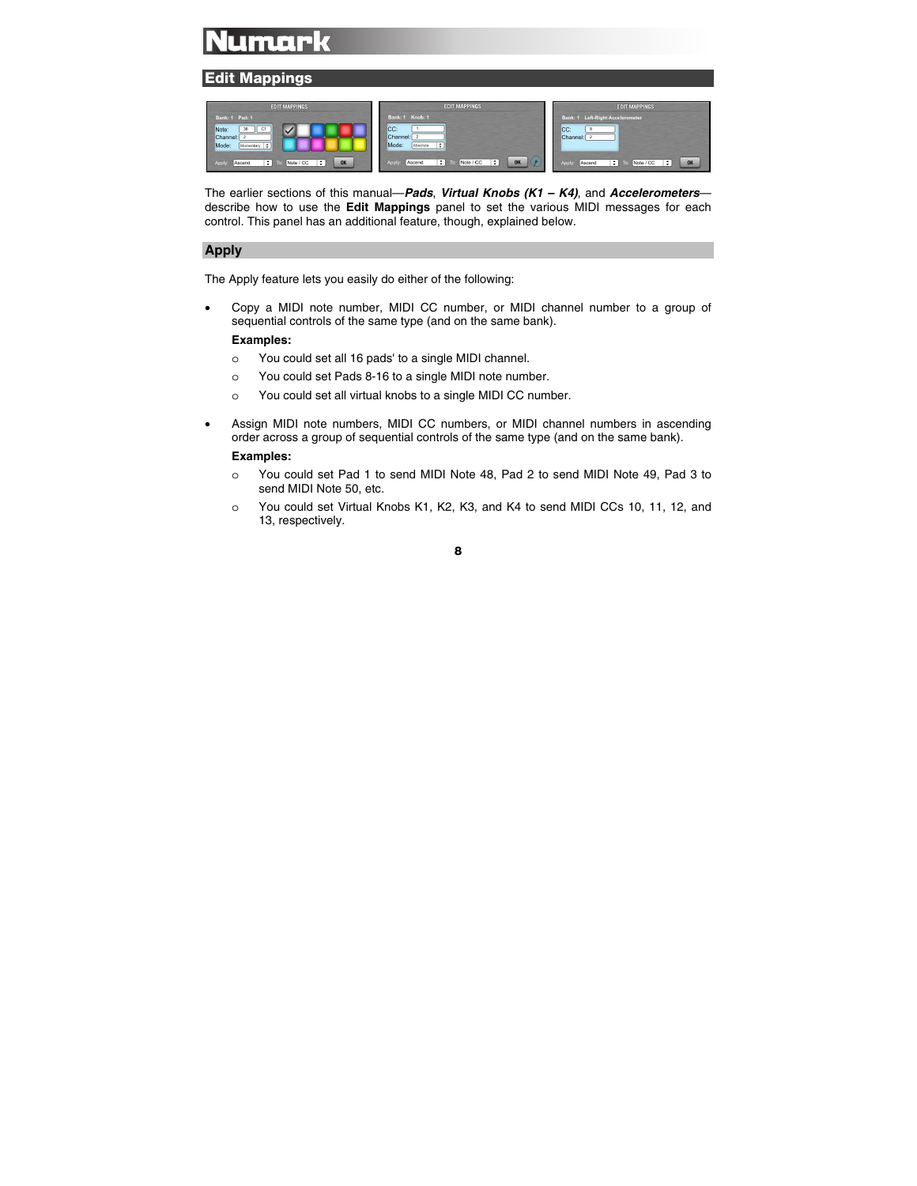## Edit Mappings

The earlier sections of this manual—***Pads***, ***Virtual Knobs (K1 – K4)***, and ***Accelerometers***—describe how to use the **Edit Mappings** panel to set the various MIDI messages for each control. This panel has an additional feature, though, explained below.

### Apply

The Apply feature lets you easily do either of the following:

- Copy a MIDI note number, MIDI CC number, or MIDI channel number to a group of sequential controls of the same type (and on the same bank).

  **Examples:**

  - You could set all 16 pads' to a single MIDI channel.
  - You could set Pads 8-16 to a single MIDI note number.
  - You could set all virtual knobs to a single MIDI CC number.

- Assign MIDI note numbers, MIDI CC numbers, or MIDI channel numbers in ascending order across a group of sequential controls of the same type (and on the same bank).

  **Examples:**

  - You could set Pad 1 to send MIDI Note 48, Pad 2 to send MIDI Note 49, Pad 3 to send MIDI Note 50, etc.
  - You could set Virtual Knobs K1, K2, K3, and K4 to send MIDI CCs 10, 11, 12, and 13, respectively.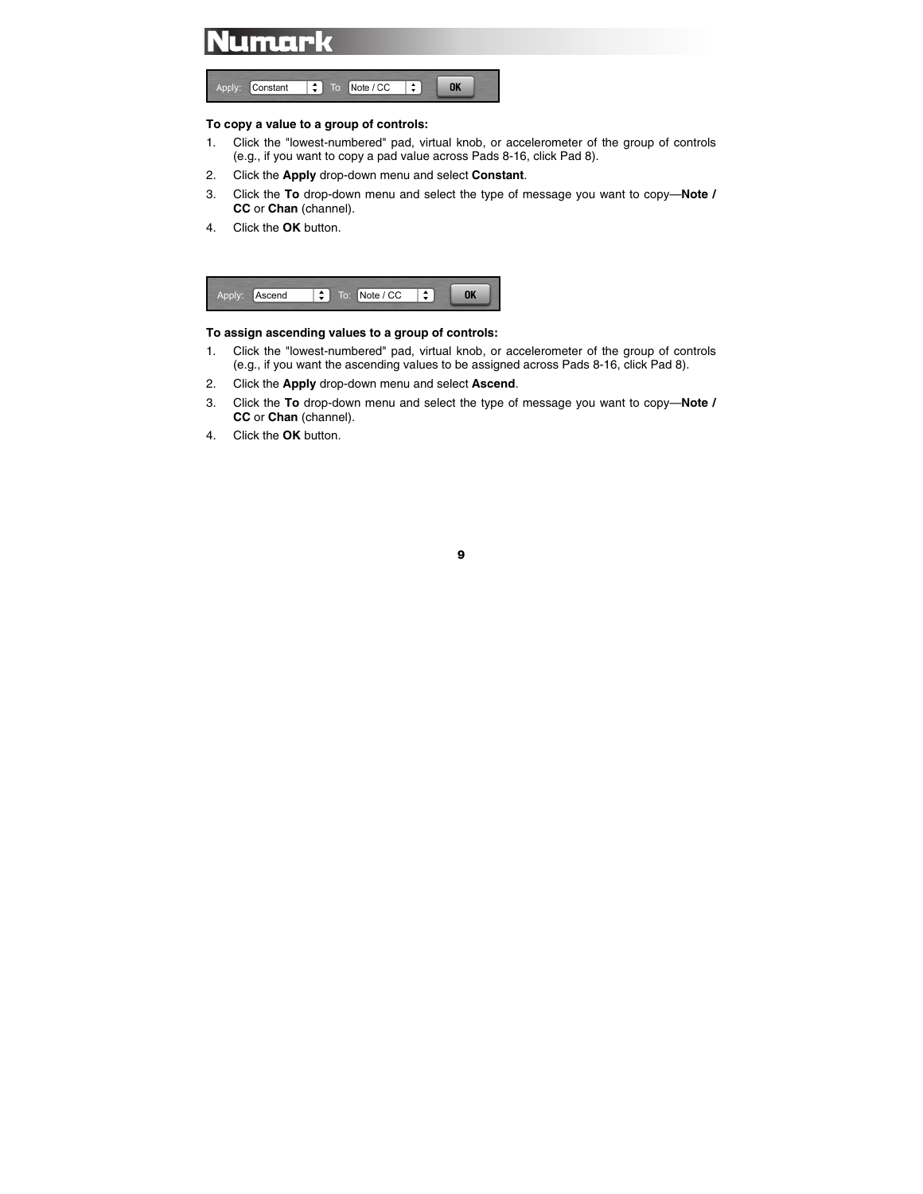Apply: Constant To: Note / CC OK

**To copy a value to a group of controls:**

1. Click the "lowest-numbered" pad, virtual knob, or accelerometer of the group of controls (e.g., if you want to copy a pad value across Pads 8-16, click Pad 8).
2. Click the **Apply** drop-down menu and select **Constant**.
3. Click the **To** drop-down menu and select the type of message you want to copy—**Note / CC** or **Chan** (channel).
4. Click the **OK** button.

Apply: Ascend To: Note / CC OK

**To assign ascending values to a group of controls:**

1. Click the "lowest-numbered" pad, virtual knob, or accelerometer of the group of controls (e.g., if you want the ascending values to be assigned across Pads 8-16, click Pad 8).
2. Click the **Apply** drop-down menu and select **Ascend**.
3. Click the **To** drop-down menu and select the type of message you want to copy—**Note / CC** or **Chan** (channel).
4. Click the **OK** button.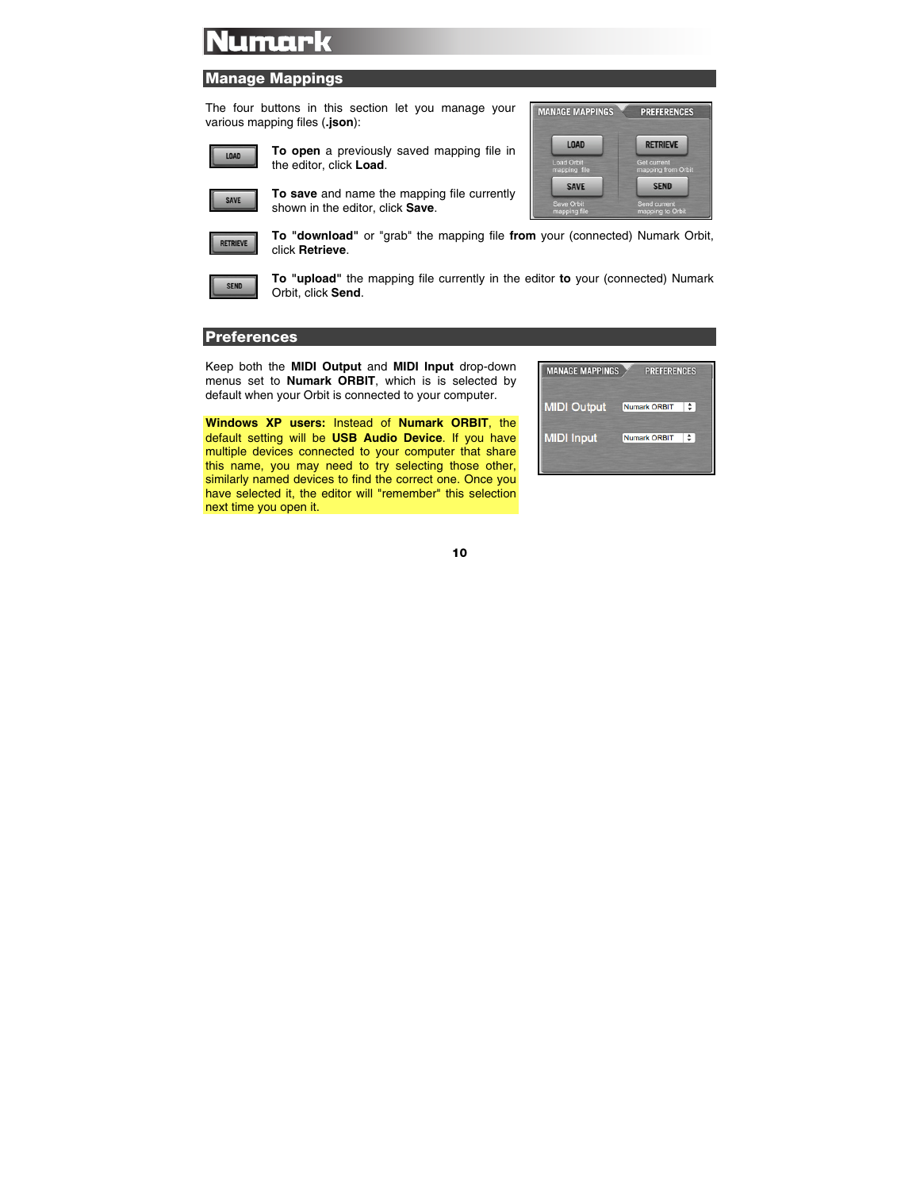## Manage Mappings

The four buttons in this section let you manage your various mapping files (**.json**):

**To open** a previously saved mapping file in the editor, click **Load**.

**To save** and name the mapping file currently shown in the editor, click **Save**.

**To "download"** or "grab" the mapping file **from** your (connected) Numark Orbit, click **Retrieve**.

**To "upload"** the mapping file currently in the editor **to** your (connected) Numark Orbit, click **Send**.

## Preferences

Keep both the **MIDI Output** and **MIDI Input** drop-down menus set to **Numark ORBIT**, which is is selected by default when your Orbit is connected to your computer.

**Windows XP users:** Instead of **Numark ORBIT**, the default setting will be **USB Audio Device**. If you have multiple devices connected to your computer that share this name, you may need to try selecting those other, similarly named devices to find the correct one. Once you have selected it, the editor will "remember" this selection next time you open it.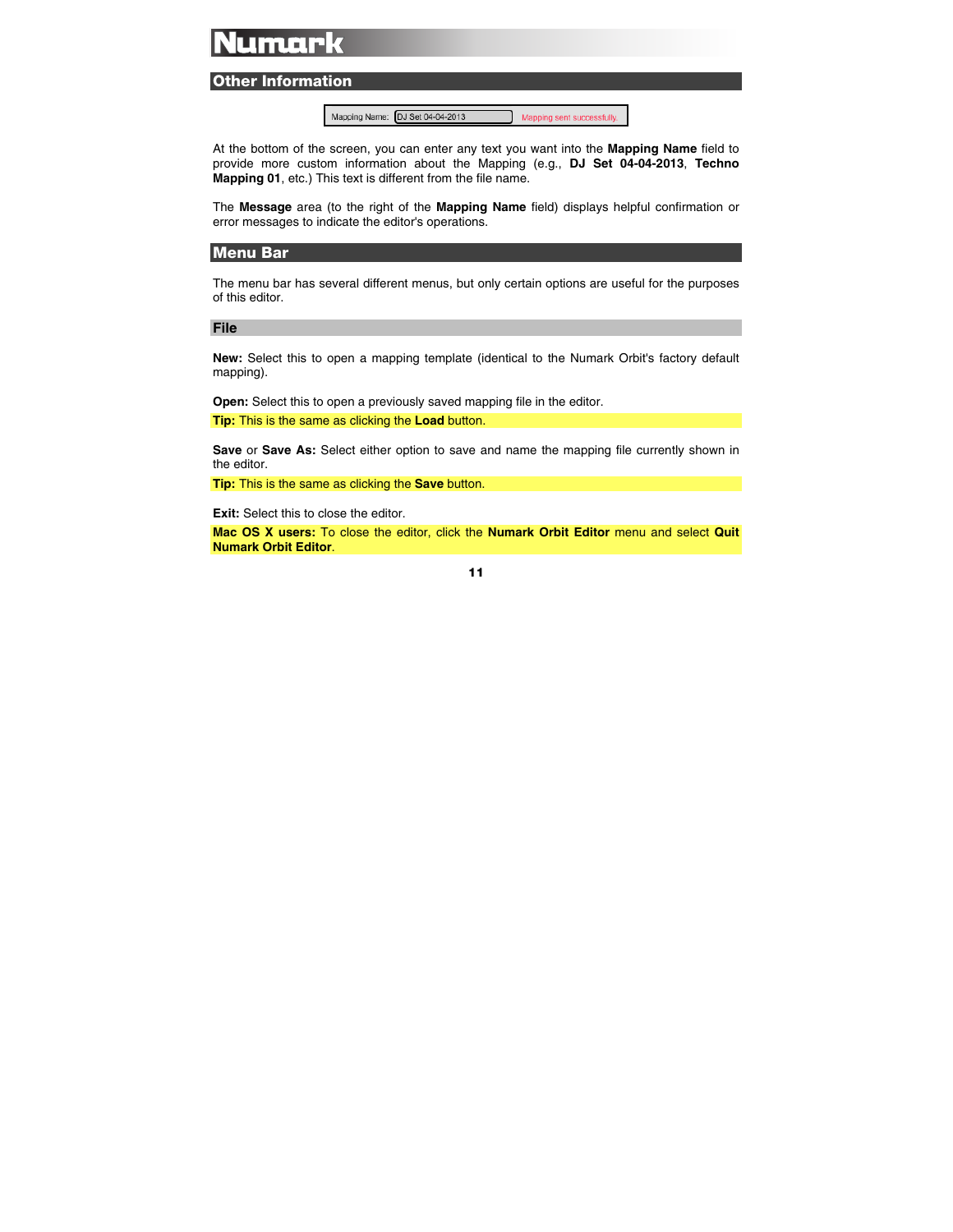## Other Information

At the bottom of the screen, you can enter any text you want into the **Mapping Name** field to provide more custom information about the Mapping (e.g., **DJ Set 04-04-2013**, **Techno Mapping 01**, etc.) This text is different from the file name.

The **Message** area (to the right of the **Mapping Name** field) displays helpful confirmation or error messages to indicate the editor's operations.

## Menu Bar

The menu bar has several different menus, but only certain options are useful for the purposes of this editor.

### File

**New:** Select this to open a mapping template (identical to the Numark Orbit's factory default mapping).

**Open:** Select this to open a previously saved mapping file in the editor.

**Tip:** This is the same as clicking the **Load** button.

**Save** or **Save As:** Select either option to save and name the mapping file currently shown in the editor.

**Tip:** This is the same as clicking the **Save** button.

**Exit:** Select this to close the editor.

**Mac OS X users:** To close the editor, click the **Numark Orbit Editor** menu and select **Quit Numark Orbit Editor**.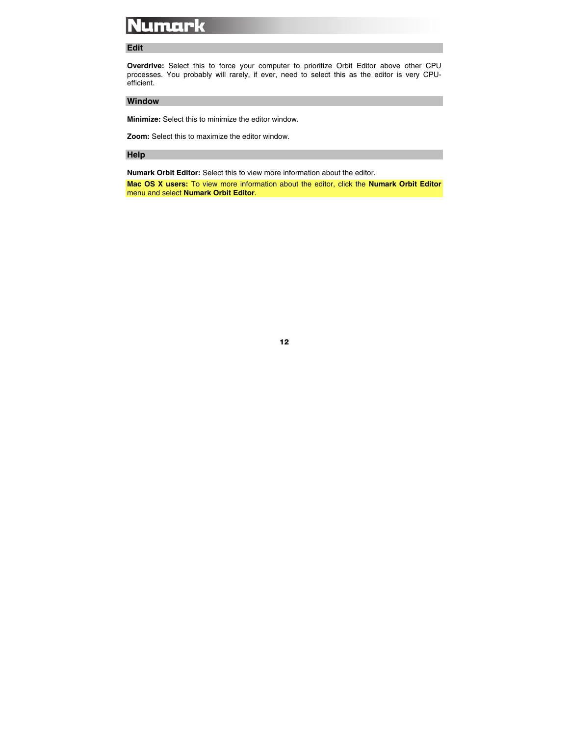## Edit

**Overdrive:** Select this to force your computer to prioritize Orbit Editor above other CPU processes. You probably will rarely, if ever, need to select this as the editor is very CPU-efficient.

## Window

**Minimize:** Select this to minimize the editor window.

**Zoom:** Select this to maximize the editor window.

## Help

**Numark Orbit Editor:** Select this to view more information about the editor.

**Mac OS X users:** To view more information about the editor, click the **Numark Orbit Editor** menu and select **Numark Orbit Editor**.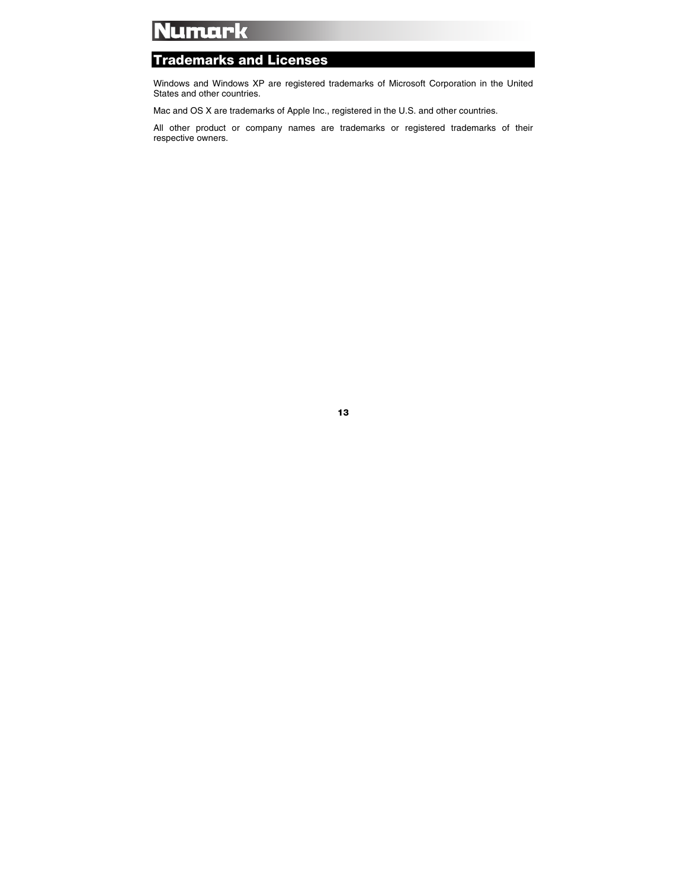## Trademarks and Licenses

Windows and Windows XP are registered trademarks of Microsoft Corporation in the United States and other countries.

Mac and OS X are trademarks of Apple Inc., registered in the U.S. and other countries.

All other product or company names are trademarks or registered trademarks of their respective owners.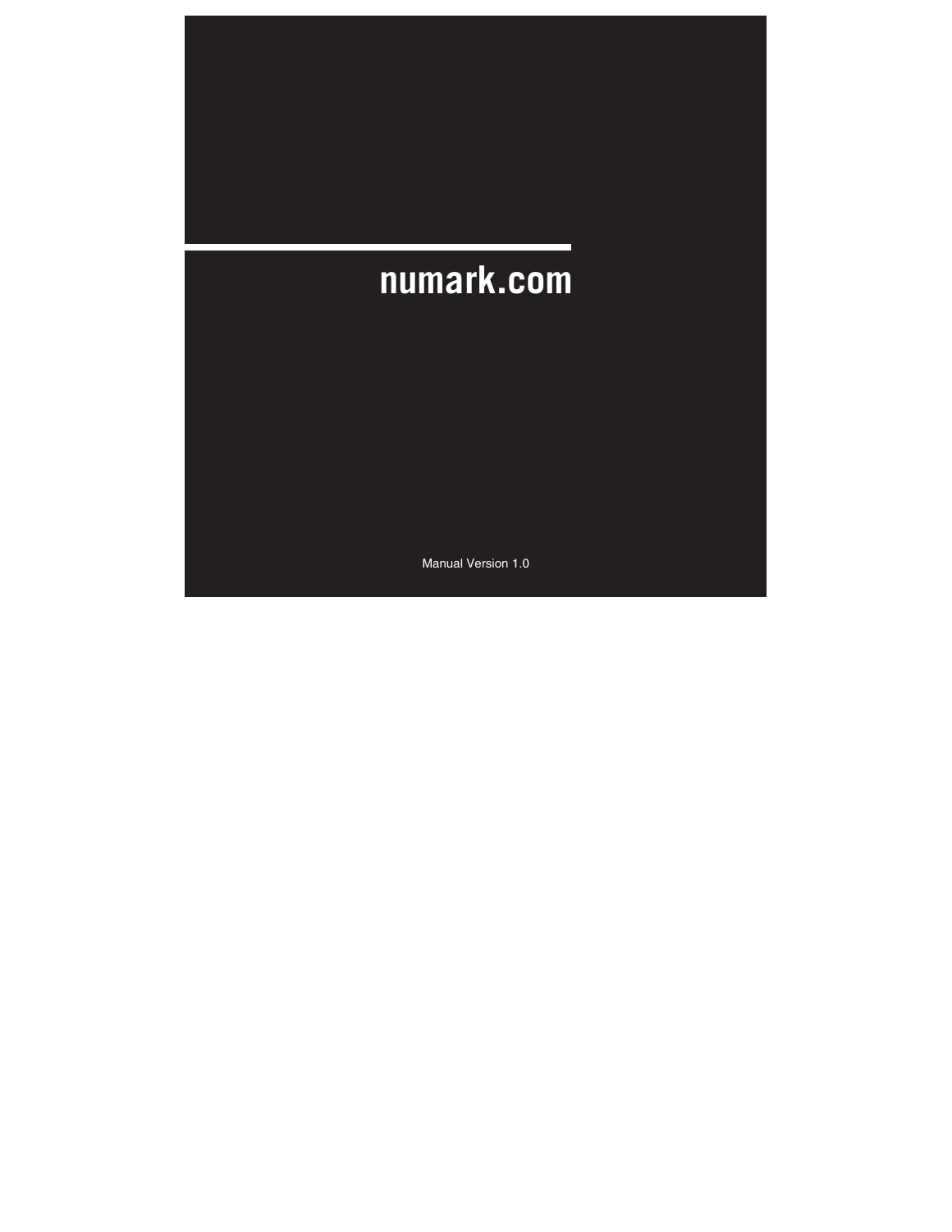numark.com

Manual Version 1.0